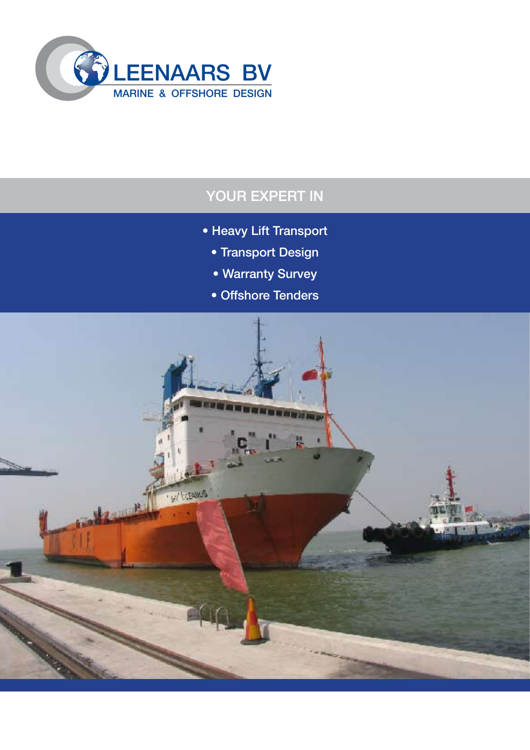# LEENAARS BV

MARINE & OFFSHORE DESIGN

## YOUR EXPERT IN

- Heavy Lift Transport
- Transport Design
- Warranty Survey
- Offshore Tenders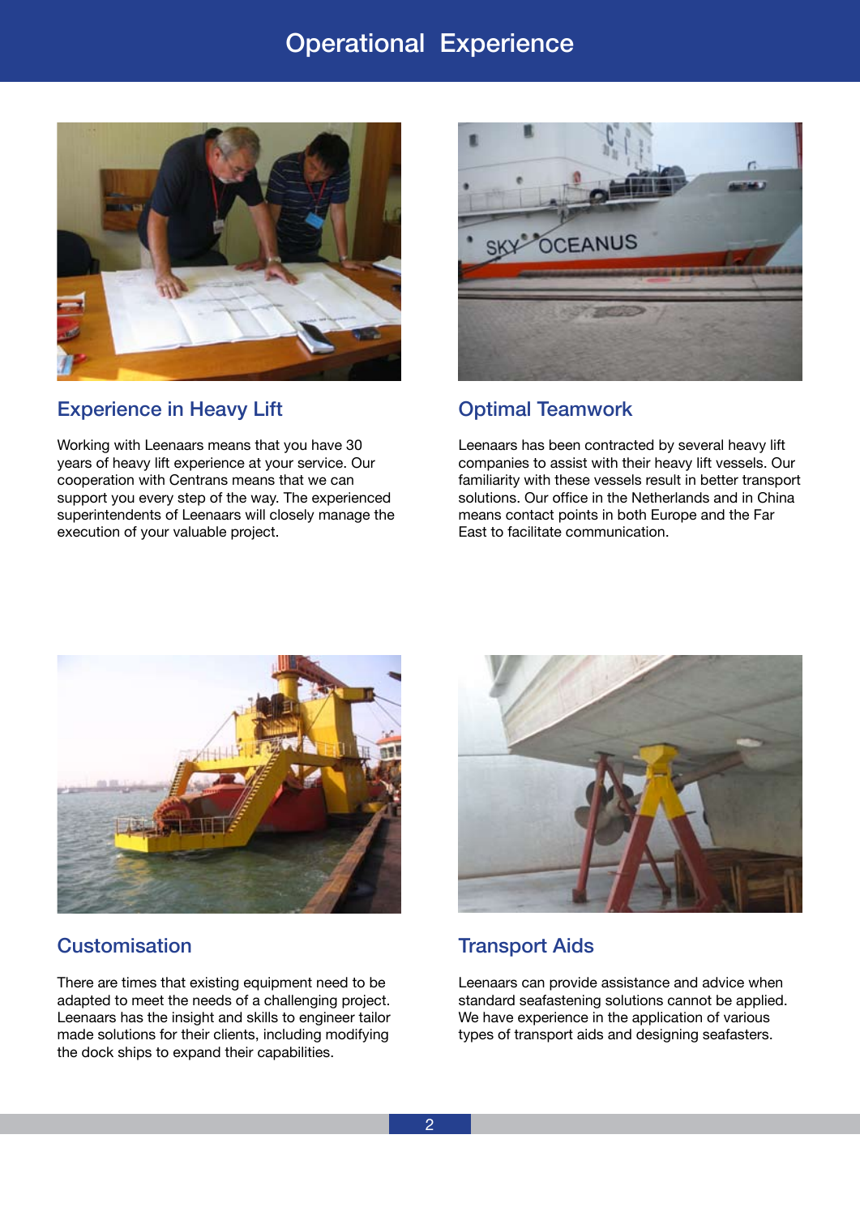# Operational Experience

## Experience in Heavy Lift

Working with Leenaars means that you have 30 years of heavy lift experience at your service. Our cooperation with Centrans means that we can support you every step of the way. The experienced superintendents of Leenaars will closely manage the execution of your valuable project.

## Optimal Teamwork

Leenaars has been contracted by several heavy lift companies to assist with their heavy lift vessels. Our familiarity with these vessels result in better transport solutions. Our office in the Netherlands and in China means contact points in both Europe and the Far East to facilitate communication.

## Customisation

There are times that existing equipment need to be adapted to meet the needs of a challenging project. Leenaars has the insight and skills to engineer tailor made solutions for their clients, including modifying the dock ships to expand their capabilities.

## Transport Aids

Leenaars can provide assistance and advice when standard seafastening solutions cannot be applied. We have experience in the application of various types of transport aids and designing seafasters.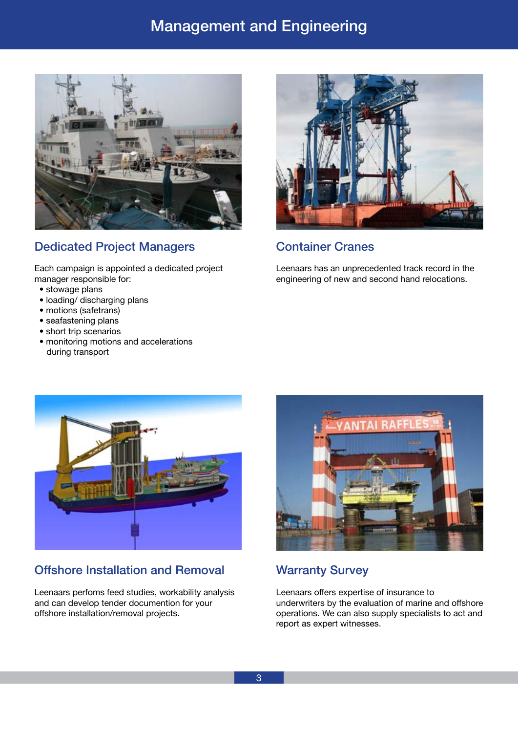# Management and Engineering

## Dedicated Project Managers

Each campaign is appointed a dedicated project manager responsible for:

- stowage plans
- loading/ discharging plans
- motions (safetrans)
- seafastening plans
- short trip scenarios
- monitoring motions and accelerations during transport

## Container Cranes

Leenaars has an unprecedented track record in the engineering of new and second hand relocations.

## Offshore Installation and Removal

Leenaars perfoms feed studies, workability analysis and can develop tender documention for your offshore installation/removal projects.

## Warranty Survey

Leenaars offers expertise of insurance to underwriters by the evaluation of marine and offshore operations. We can also supply specialists to act and report as expert witnesses.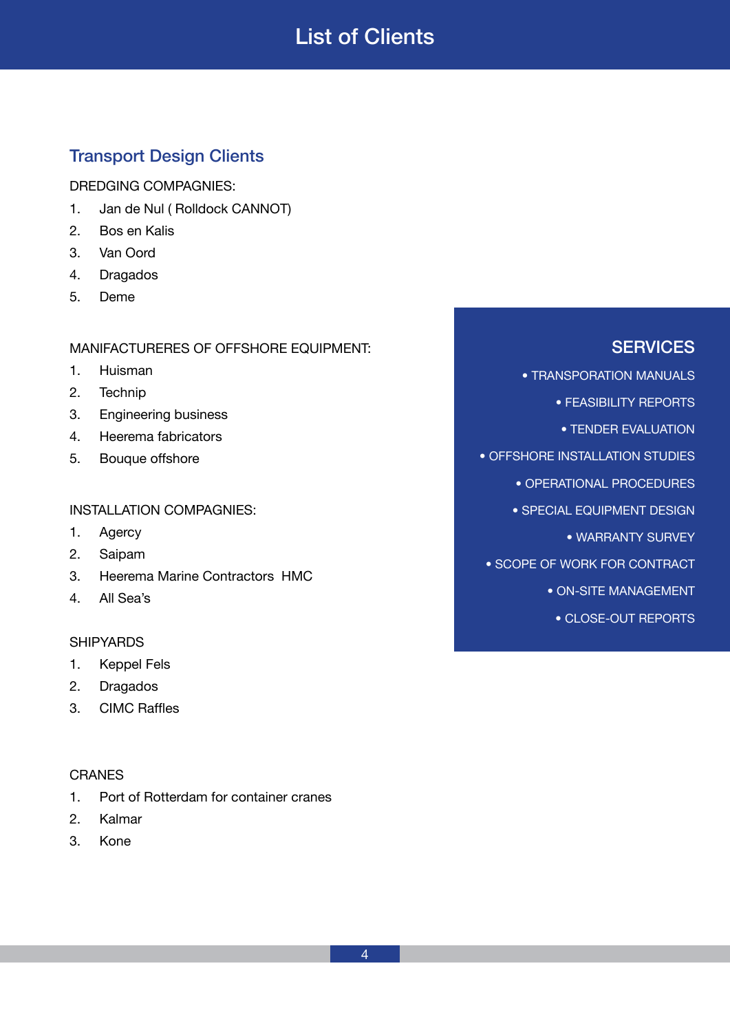# List of Clients

## Transport Design Clients

DREDGING COMPAGNIES:

1. Jan de Nul ( Rolldock CANNOT)
2. Bos en Kalis
3. Van Oord
4. Dragados
5. Deme

MANIFACTURERES OF OFFSHORE EQUIPMENT:

1. Huisman
2. Technip
3. Engineering business
4. Heerema fabricators
5. Bouque offshore

INSTALLATION COMPAGNIES:

1. Agercy
2. Saipam
3. Heerema Marine Contractors HMC
4. All Sea's

SHIPYARDS

1. Keppel Fels
2. Dragados
3. CIMC Raffles

CRANES

1. Port of Rotterdam for container cranes
2. Kalmar
3. Kone

## SERVICES

- TRANSPORATION MANUALS
- FEASIBILITY REPORTS
- TENDER EVALUATION
- OFFSHORE INSTALLATION STUDIES
- OPERATIONAL PROCEDURES
- SPECIAL EQUIPMENT DESIGN
- WARRANTY SURVEY
- SCOPE OF WORK FOR CONTRACT
- ON-SITE MANAGEMENT
- CLOSE-OUT REPORTS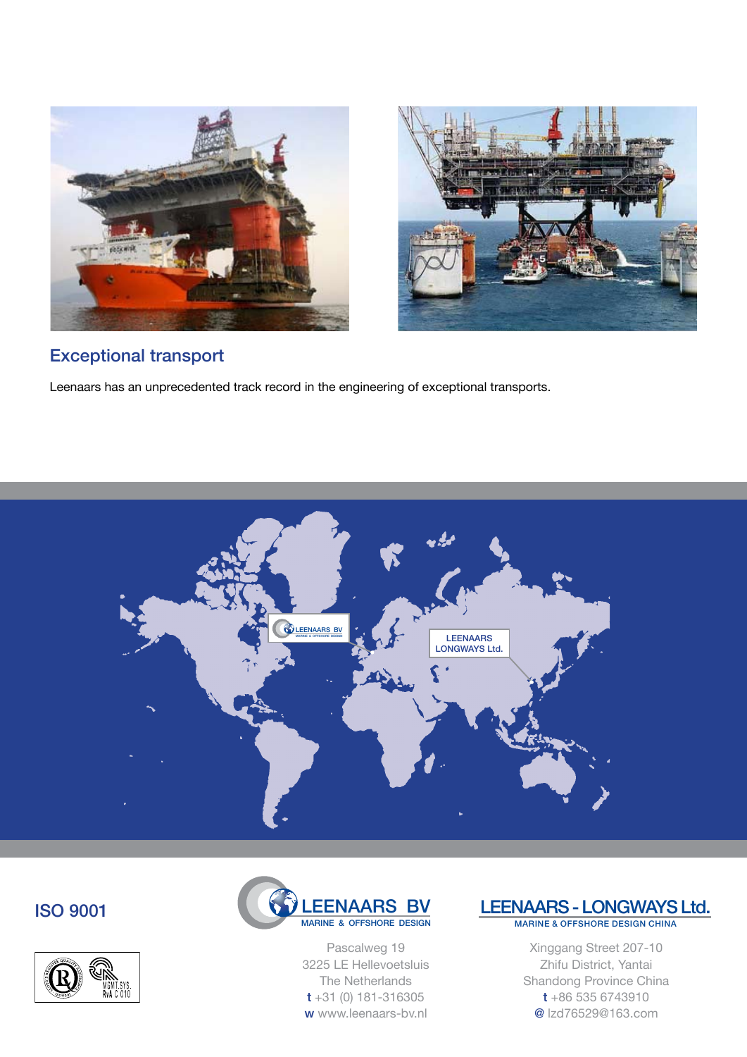## Exceptional transport

Leenaars has an unprecedented track record in the engineering of exceptional transports.

LEENAARS BV
MARINE & OFFSHORE DESIGN

LEENAARS LONGWAYS Ltd.

## ISO 9001

MGMT.SYS. RvA C 010

**LEENAARS BV**
MARINE & OFFSHORE DESIGN

Pascalweg 19
3225 LE Hellevoetsluis
The Netherlands
**t** +31 (0) 181-316305
**w** www.leenaars-bv.nl

**LEENAARS - LONGWAYS Ltd.**
MARINE & OFFSHORE DESIGN CHINA

Xinggang Street 207-10
Zhifu District, Yantai
Shandong Province China
**t** +86 535 6743910
**@** lzd76529@163.com